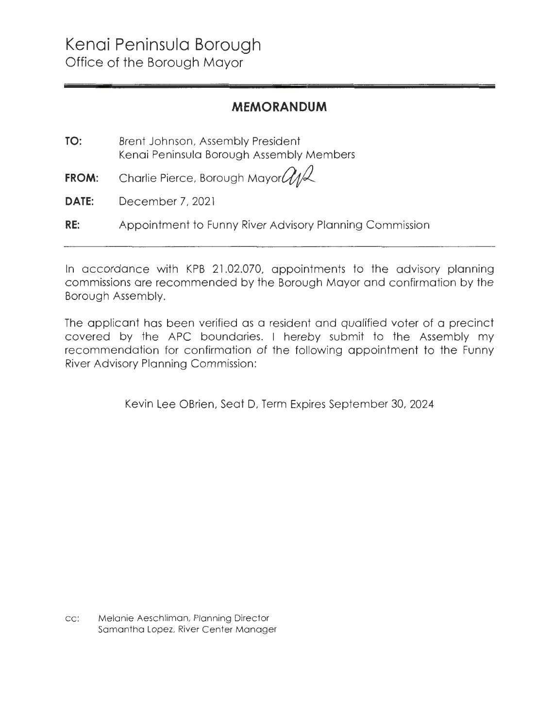# Kenai Peninsula Borough

Office of the Borough Mayor

---

## MEMORANDUM

**TO:** Brent Johnson, Assembly President
Kenai Peninsula Borough Assembly Members

**FROM:** Charlie Pierce, Borough Mayor

**DATE:** December 7, 2021

**RE:** Appointment to Funny River Advisory Planning Commission

---

In accordance with KPB 21.02.070, appointments to the advisory planning commissions are recommended by the Borough Mayor and confirmation by the Borough Assembly.

The applicant has been verified as a resident and qualified voter of a precinct covered by the APC boundaries. I hereby submit to the Assembly my recommendation for confirmation of the following appointment to the Funny River Advisory Planning Commission:

Kevin Lee OBrien, Seat D, Term Expires September 30, 2024

cc: Melanie Aeschliman, Planning Director
Samantha Lopez, River Center Manager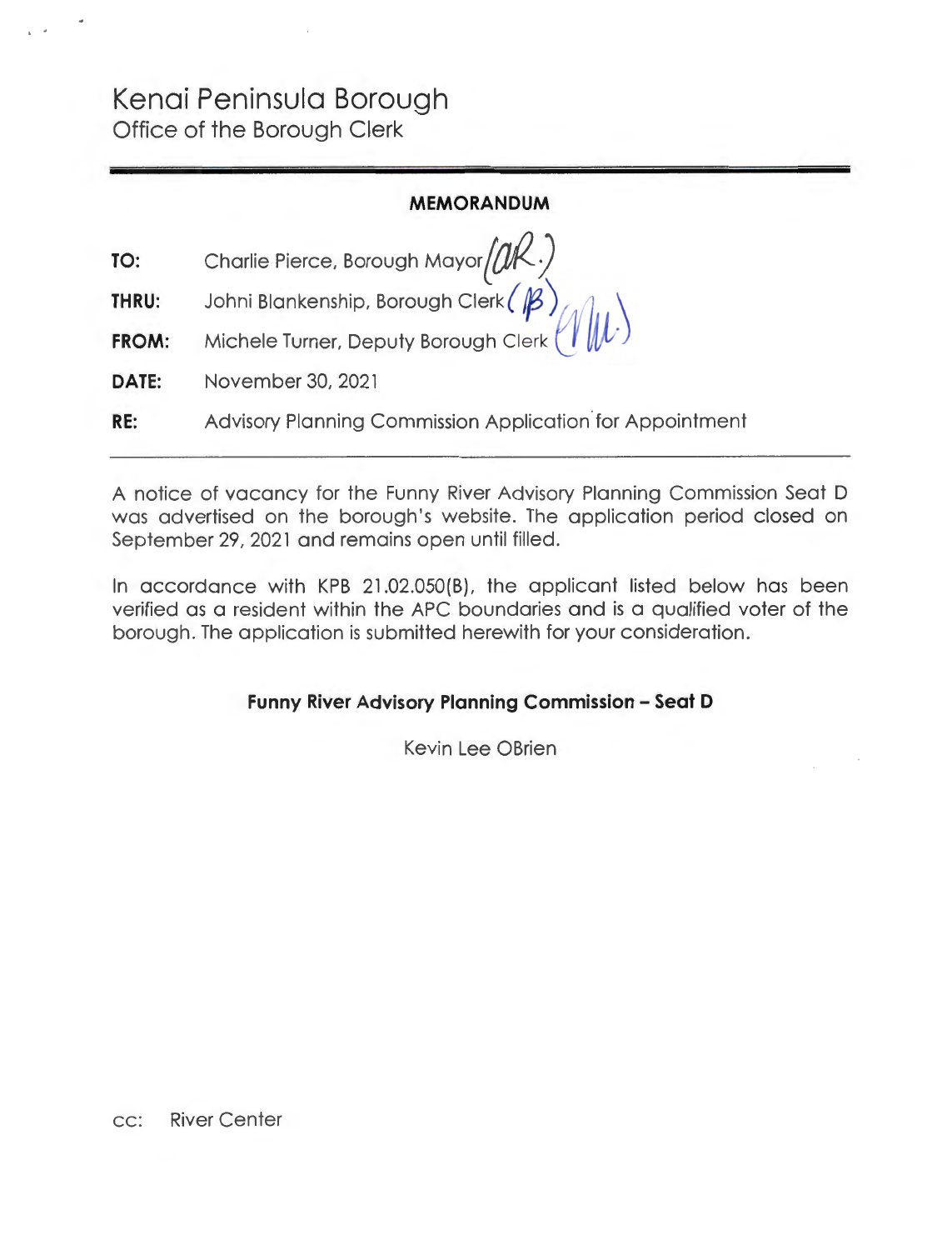# Kenai Peninsula Borough

Office of the Borough Clerk

**MEMORANDUM**

| | |
|---|---|
| **TO:** | Charlie Pierce, Borough Mayor (CR.) |
| **THRU:** | Johni Blankenship, Borough Clerk (JB) |
| **FROM:** | Michele Turner, Deputy Borough Clerk (MT.) |
| **DATE:** | November 30, 2021 |
| **RE:** | Advisory Planning Commission Application for Appointment |

A notice of vacancy for the Funny River Advisory Planning Commission Seat D was advertised on the borough's website. The application period closed on September 29, 2021 and remains open until filled.

In accordance with KPB 21.02.050(B), the applicant listed below has been verified as a resident within the APC boundaries and is a qualified voter of the borough. The application is submitted herewith for your consideration.

**Funny River Advisory Planning Commission – Seat D**

Kevin Lee OBrien

cc: River Center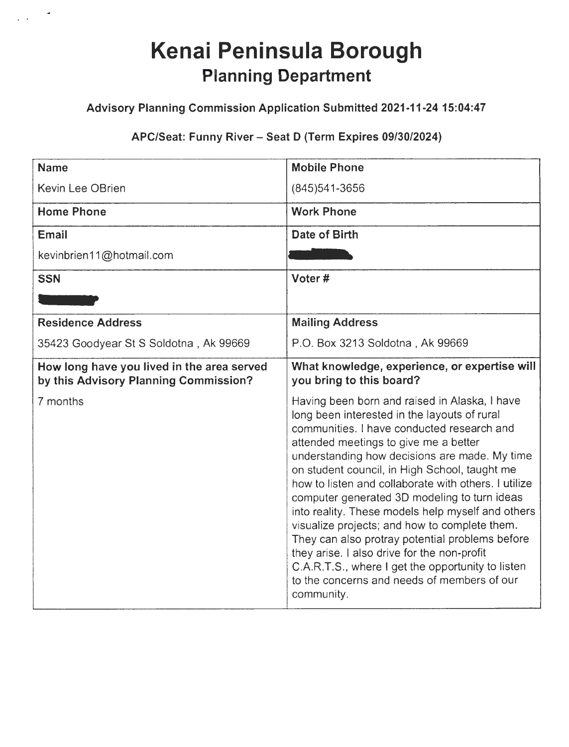# Kenai Peninsula Borough
## Planning Department

**Advisory Planning Commission Application Submitted 2021-11-24 15:04:47**

**APC/Seat: Funny River – Seat D (Term Expires 09/30/2024)**

| **Name** | **Mobile Phone** |
|---|---|
| Kevin Lee OBrien | (845)541-3656 |
| **Home Phone** | **Work Phone** |
| **Email** | **Date of Birth** |
| kevinbrien11@hotmail.com | |
| **SSN** | **Voter #** |
| | |
| **Residence Address** | **Mailing Address** |
| 35423 Goodyear St S Soldotna , Ak 99669 | P.O. Box 3213 Soldotna , Ak 99669 |
| **How long have you lived in the area served by this Advisory Planning Commission?** | **What knowledge, experience, or expertise will you bring to this board?** |
| 7 months | Having been born and raised in Alaska, I have long been interested in the layouts of rural communities. I have conducted research and attended meetings to give me a better understanding how decisions are made. My time on student council, in High School, taught me how to listen and collaborate with others. I utilize computer generated 3D modeling to turn ideas into reality. These models help myself and others visualize projects; and how to complete them. They can also protray potential problems before they arise. I also drive for the non-profit C.A.R.T.S., where I get the opportunity to listen to the concerns and needs of members of our community. |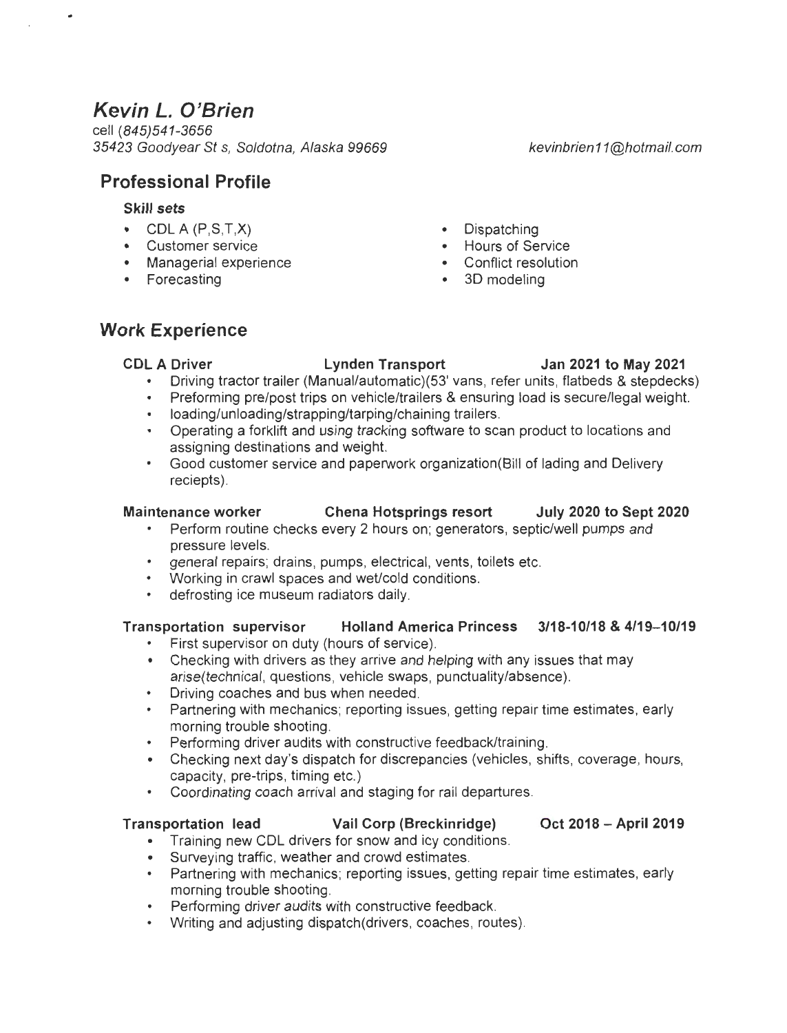# Kevin L. O'Brien

cell (845)541-3656
35423 Goodyear St s, Soldotna, Alaska 99669
kevinbrien11@hotmail.com

## Professional Profile

### Skill sets

- CDL A (P,S,T,X)
- Customer service
- Managerial experience
- Forecasting
- Dispatching
- Hours of Service
- Conflict resolution
- 3D modeling

## Work Experience

**CDL A Driver** — **Lynden Transport** — **Jan 2021 to May 2021**

- Driving tractor trailer (Manual/automatic)(53' vans, refer units, flatbeds & stepdecks)
- Preforming pre/post trips on vehicle/trailers & ensuring load is secure/legal weight.
- loading/unloading/strapping/tarping/chaining trailers.
- Operating a forklift and using tracking software to scan product to locations and assigning destinations and weight.
- Good customer service and paperwork organization(Bill of lading and Delivery reciepts).

**Maintenance worker** — **Chena Hotsprings resort** — **July 2020 to Sept 2020**

- Perform routine checks every 2 hours on; generators, septic/well pumps and pressure levels.
- general repairs; drains, pumps, electrical, vents, toilets etc.
- Working in crawl spaces and wet/cold conditions.
- defrosting ice museum radiators daily.

**Transportation supervisor** — **Holland America Princess** — **3/18-10/18 & 4/19–10/19**

- First supervisor on duty (hours of service).
- Checking with drivers as they arrive and helping with any issues that may arise(technical, questions, vehicle swaps, punctuality/absence).
- Driving coaches and bus when needed.
- Partnering with mechanics; reporting issues, getting repair time estimates, early morning trouble shooting.
- Performing driver audits with constructive feedback/training.
- Checking next day's dispatch for discrepancies (vehicles, shifts, coverage, hours, capacity, pre-trips, timing etc.)
- Coordinating coach arrival and staging for rail departures.

**Transportation lead** — **Vail Corp (Breckinridge)** — **Oct 2018 – April 2019**

- Training new CDL drivers for snow and icy conditions.
- Surveying traffic, weather and crowd estimates.
- Partnering with mechanics; reporting issues, getting repair time estimates, early morning trouble shooting.
- Performing driver audits with constructive feedback.
- Writing and adjusting dispatch(drivers, coaches, routes).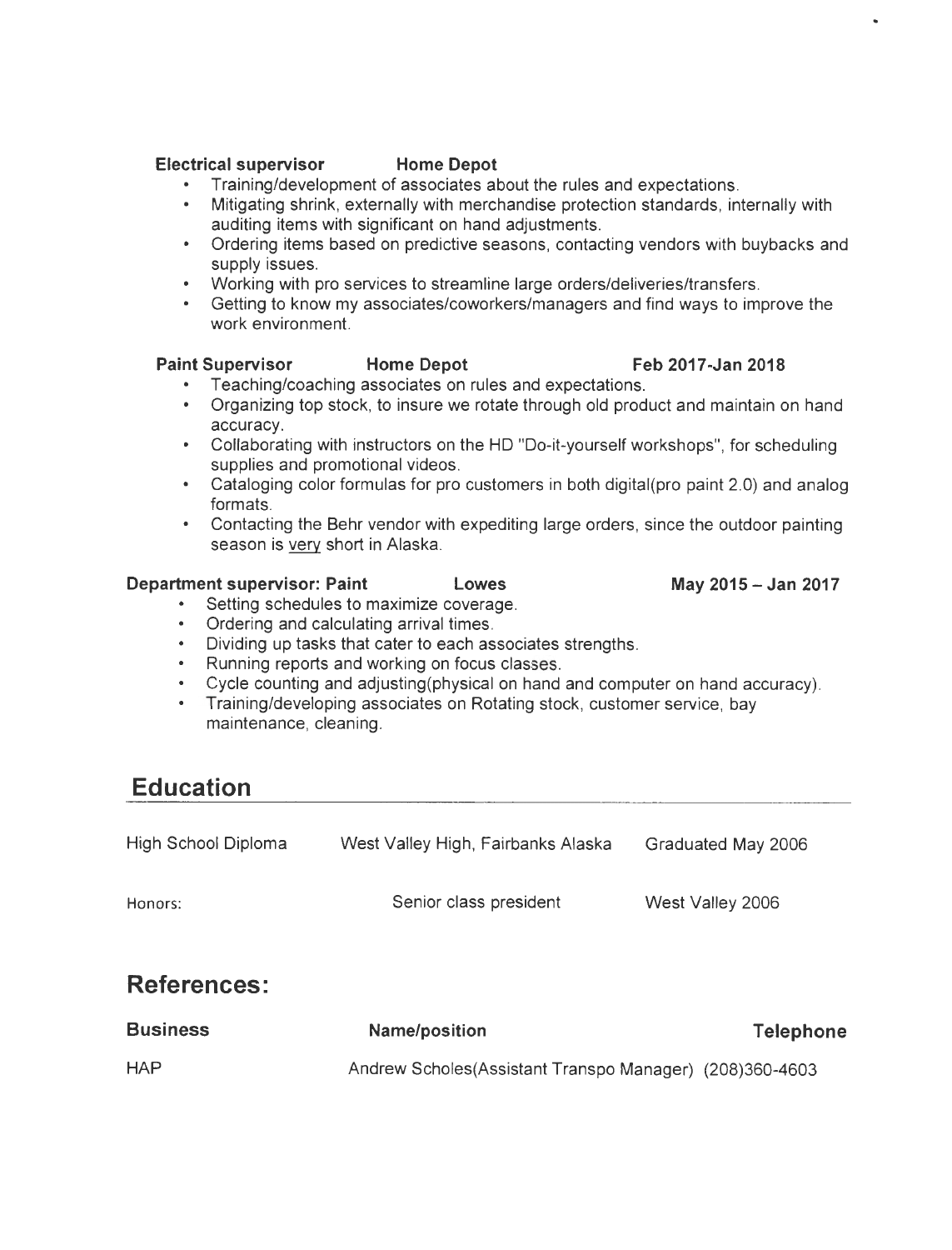**Electrical supervisor** **Home Depot**

- Training/development of associates about the rules and expectations.
- Mitigating shrink, externally with merchandise protection standards, internally with auditing items with significant on hand adjustments.
- Ordering items based on predictive seasons, contacting vendors with buybacks and supply issues.
- Working with pro services to streamline large orders/deliveries/transfers.
- Getting to know my associates/coworkers/managers and find ways to improve the work environment.

**Paint Supervisor** **Home Depot** **Feb 2017-Jan 2018**

- Teaching/coaching associates on rules and expectations.
- Organizing top stock, to insure we rotate through old product and maintain on hand accuracy.
- Collaborating with instructors on the HD "Do-it-yourself workshops", for scheduling supplies and promotional videos.
- Cataloging color formulas for pro customers in both digital(pro paint 2.0) and analog formats.
- Contacting the Behr vendor with expediting large orders, since the outdoor painting season is very short in Alaska.

**Department supervisor: Paint** **Lowes** **May 2015 – Jan 2017**

- Setting schedules to maximize coverage.
- Ordering and calculating arrival times.
- Dividing up tasks that cater to each associates strengths.
- Running reports and working on focus classes.
- Cycle counting and adjusting(physical on hand and computer on hand accuracy).
- Training/developing associates on Rotating stock, customer service, bay maintenance, cleaning.

## Education

| | | |
|---|---|---|
| High School Diploma | West Valley High, Fairbanks Alaska | Graduated May 2006 |
| Honors: | Senior class president | West Valley 2006 |

## References:

| Business | Name/position | Telephone |
|---|---|---|
| HAP | Andrew Scholes(Assistant Transpo Manager) | (208)360-4603 |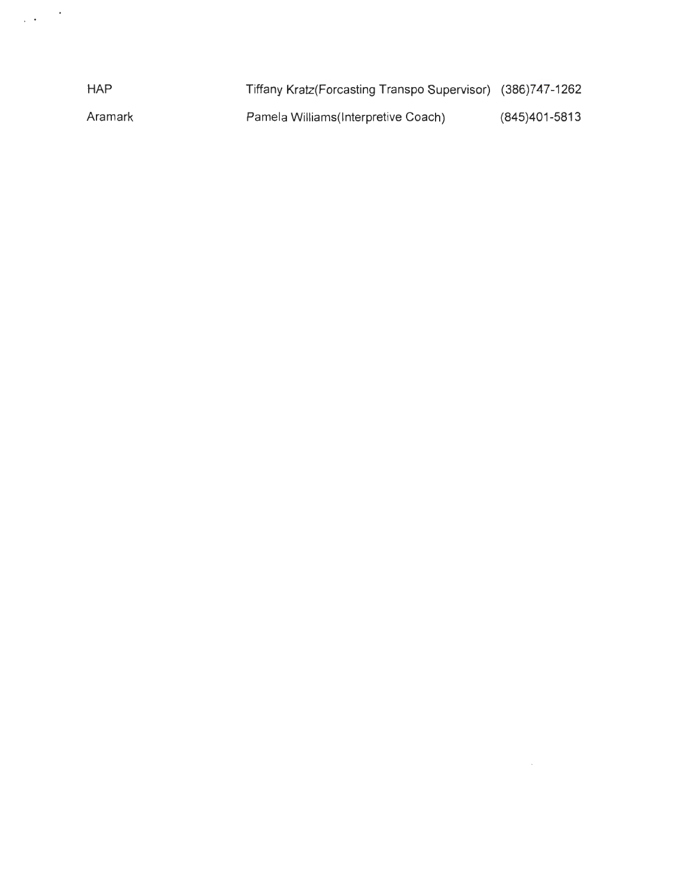| | | |
|---|---|---|
| HAP | Tiffany Kratz(Forcasting Transpo Supervisor) | (386)747-1262 |
| Aramark | Pamela Williams(Interpretive Coach) | (845)401-5813 |